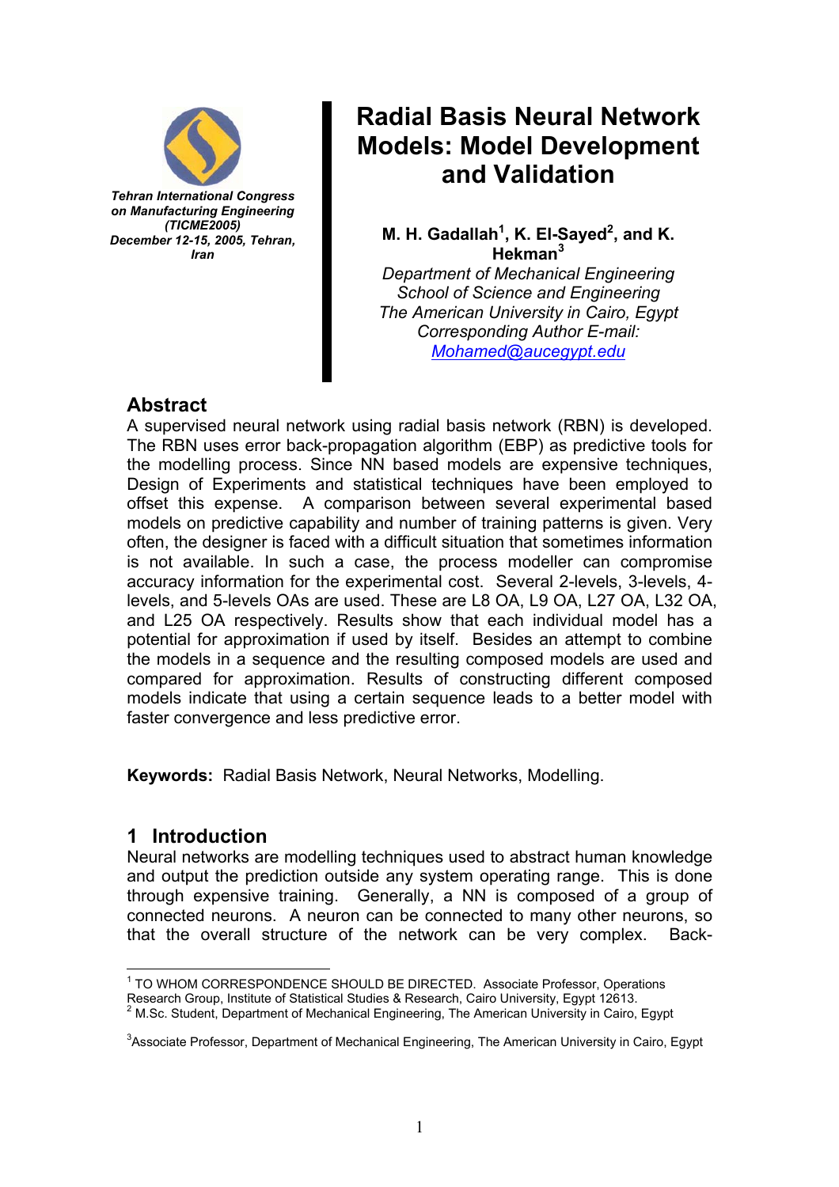Tehran International Congress on Manufacturing Engineering (TICME2005) December 12-15, 2005, Tehran, Iran

# Radial Basis Neural Network Models: Model Development and Validation

**M. H. Gadallah[1], K. El-Sayed[2], and K. Hekman[3]**

*Department of Mechanical Engineering*
*School of Science and Engineering*
*The American University in Cairo, Egypt*
*Corresponding Author E-mail:*
[Mohamed@aucegypt.edu](mailto:Mohamed@aucegypt.edu)

## Abstract

A supervised neural network using radial basis network (RBN) is developed. The RBN uses error back-propagation algorithm (EBP) as predictive tools for the modelling process. Since NN based models are expensive techniques, Design of Experiments and statistical techniques have been employed to offset this expense. A comparison between several experimental based models on predictive capability and number of training patterns is given. Very often, the designer is faced with a difficult situation that sometimes information is not available. In such a case, the process modeller can compromise accuracy information for the experimental cost. Several 2-levels, 3-levels, 4-levels, and 5-levels OAs are used. These are L8 OA, L9 OA, L27 OA, L32 OA, and L25 OA respectively. Results show that each individual model has a potential for approximation if used by itself. Besides an attempt to combine the models in a sequence and the resulting composed models are used and compared for approximation. Results of constructing different composed models indicate that using a certain sequence leads to a better model with faster convergence and less predictive error.

**Keywords:** Radial Basis Network, Neural Networks, Modelling.

## 1 Introduction

Neural networks are modelling techniques used to abstract human knowledge and output the prediction outside any system operating range. This is done through expensive training. Generally, a NN is composed of a group of connected neurons. A neuron can be connected to many other neurons, so that the overall structure of the network can be very complex. Back-

---

[1] TO WHOM CORRESPONDENCE SHOULD BE DIRECTED. Associate Professor, Operations Research Group, Institute of Statistical Studies & Research, Cairo University, Egypt 12613.
[2] M.Sc. Student, Department of Mechanical Engineering, The American University in Cairo, Egypt

[3]Associate Professor, Department of Mechanical Engineering, The American University in Cairo, Egypt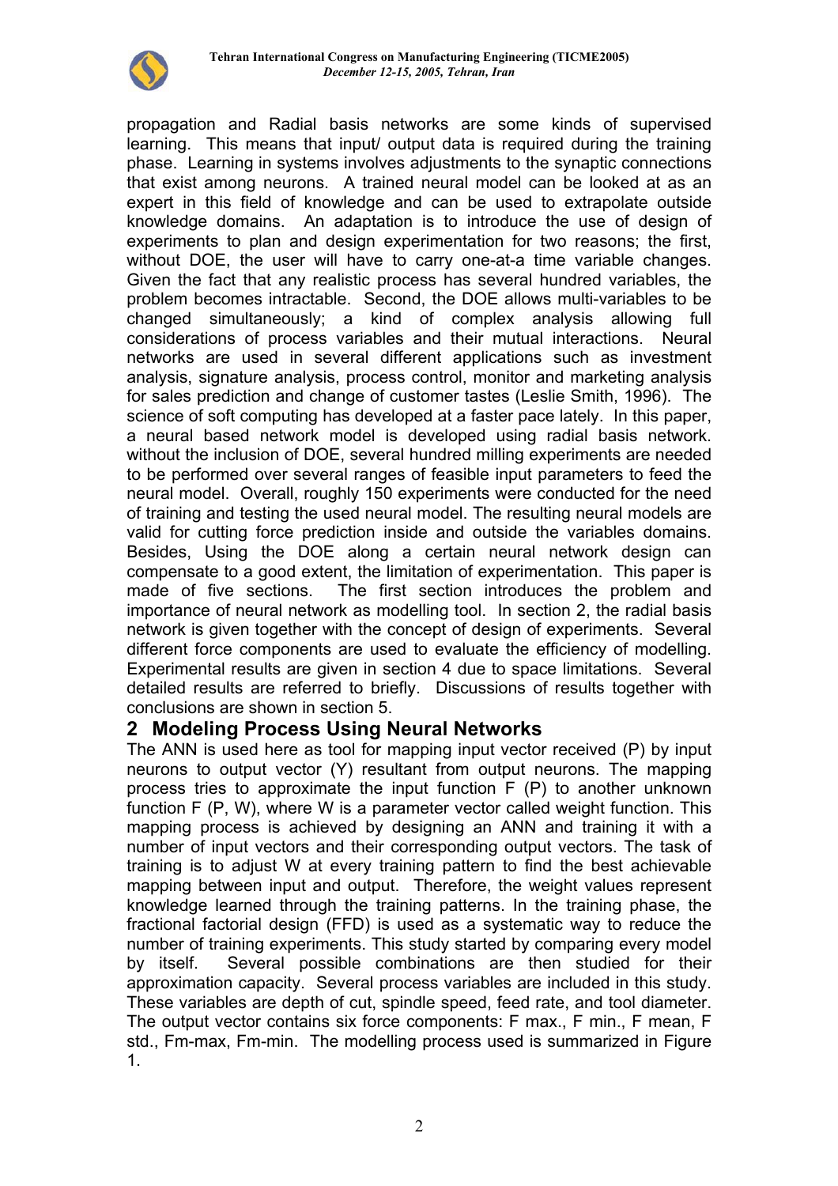propagation and Radial basis networks are some kinds of supervised learning. This means that input/ output data is required during the training phase. Learning in systems involves adjustments to the synaptic connections that exist among neurons. A trained neural model can be looked at as an expert in this field of knowledge and can be used to extrapolate outside knowledge domains. An adaptation is to introduce the use of design of experiments to plan and design experimentation for two reasons; the first, without DOE, the user will have to carry one-at-a time variable changes. Given the fact that any realistic process has several hundred variables, the problem becomes intractable. Second, the DOE allows multi-variables to be changed simultaneously; a kind of complex analysis allowing full considerations of process variables and their mutual interactions. Neural networks are used in several different applications such as investment analysis, signature analysis, process control, monitor and marketing analysis for sales prediction and change of customer tastes (Leslie Smith, 1996). The science of soft computing has developed at a faster pace lately. In this paper, a neural based network model is developed using radial basis network. without the inclusion of DOE, several hundred milling experiments are needed to be performed over several ranges of feasible input parameters to feed the neural model. Overall, roughly 150 experiments were conducted for the need of training and testing the used neural model. The resulting neural models are valid for cutting force prediction inside and outside the variables domains. Besides, Using the DOE along a certain neural network design can compensate to a good extent, the limitation of experimentation. This paper is made of five sections. The first section introduces the problem and importance of neural network as modelling tool. In section 2, the radial basis network is given together with the concept of design of experiments. Several different force components are used to evaluate the efficiency of modelling. Experimental results are given in section 4 due to space limitations. Several detailed results are referred to briefly. Discussions of results together with conclusions are shown in section 5.

## 2 Modeling Process Using Neural Networks

The ANN is used here as tool for mapping input vector received (P) by input neurons to output vector (Y) resultant from output neurons. The mapping process tries to approximate the input function F (P) to another unknown function F (P, W), where W is a parameter vector called weight function. This mapping process is achieved by designing an ANN and training it with a number of input vectors and their corresponding output vectors. The task of training is to adjust W at every training pattern to find the best achievable mapping between input and output. Therefore, the weight values represent knowledge learned through the training patterns. In the training phase, the fractional factorial design (FFD) is used as a systematic way to reduce the number of training experiments. This study started by comparing every model by itself. Several possible combinations are then studied for their approximation capacity. Several process variables are included in this study. These variables are depth of cut, spindle speed, feed rate, and tool diameter. The output vector contains six force components: F max., F min., F mean, F std., Fm-max, Fm-min. The modelling process used is summarized in Figure 1.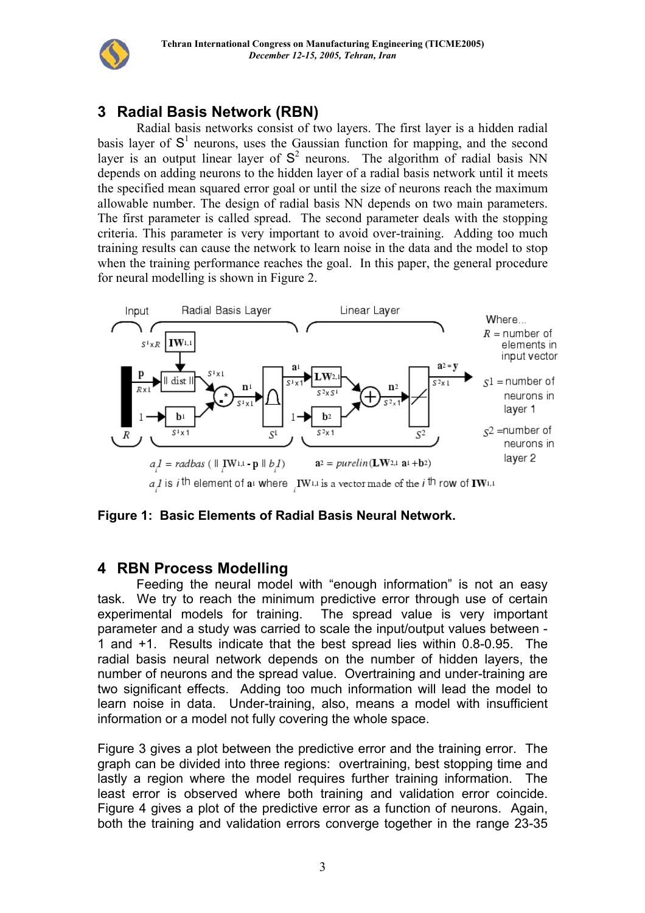## 3 Radial Basis Network (RBN)

Radial basis networks consist of two layers. The first layer is a hidden radial basis layer of $S^1$ neurons, uses the Gaussian function for mapping, and the second layer is an output linear layer of $S^2$ neurons. The algorithm of radial basis NN depends on adding neurons to the hidden layer of a radial basis network until it meets the specified mean squared error goal or until the size of neurons reach the maximum allowable number. The design of radial basis NN depends on two main parameters. The first parameter is called spread. The second parameter deals with the stopping criteria. This parameter is very important to avoid over-training. Adding too much training results can cause the network to learn noise in the data and the model to stop when the training performance reaches the goal. In this paper, the general procedure for neural modelling is shown in Figure 2.

$$a^1_i = radbas(\| {}_i\mathbf{IW}^{1,1} - \mathbf{p} \| \, b^1_i) \qquad \mathbf{a}^2 = purelin(\mathbf{LW}^{2,1}\mathbf{a}^1 + \mathbf{b}^2)$$

$a^1_i$ is $i$th element of $\mathbf{a}^1$ where ${}_i\mathbf{IW}^{1,1}$ is a vector made of the $i$th row of $\mathbf{IW}^{1,1}$

Where...
$R$ = number of elements in input vector
$S1$ = number of neurons in layer 1
$S2$ = number of neurons in layer 2

**Figure 1: Basic Elements of Radial Basis Neural Network.**

## 4 RBN Process Modelling

Feeding the neural model with "enough information" is not an easy task. We try to reach the minimum predictive error through use of certain experimental models for training. The spread value is very important parameter and a study was carried to scale the input/output values between -1 and +1. Results indicate that the best spread lies within 0.8-0.95. The radial basis neural network depends on the number of hidden layers, the number of neurons and the spread value. Overtraining and under-training are two significant effects. Adding too much information will lead the model to learn noise in data. Under-training, also, means a model with insufficient information or a model not fully covering the whole space.

Figure 3 gives a plot between the predictive error and the training error. The graph can be divided into three regions: overtraining, best stopping time and lastly a region where the model requires further training information. The least error is observed where both training and validation error coincide. Figure 4 gives a plot of the predictive error as a function of neurons. Again, both the training and validation errors converge together in the range 23-35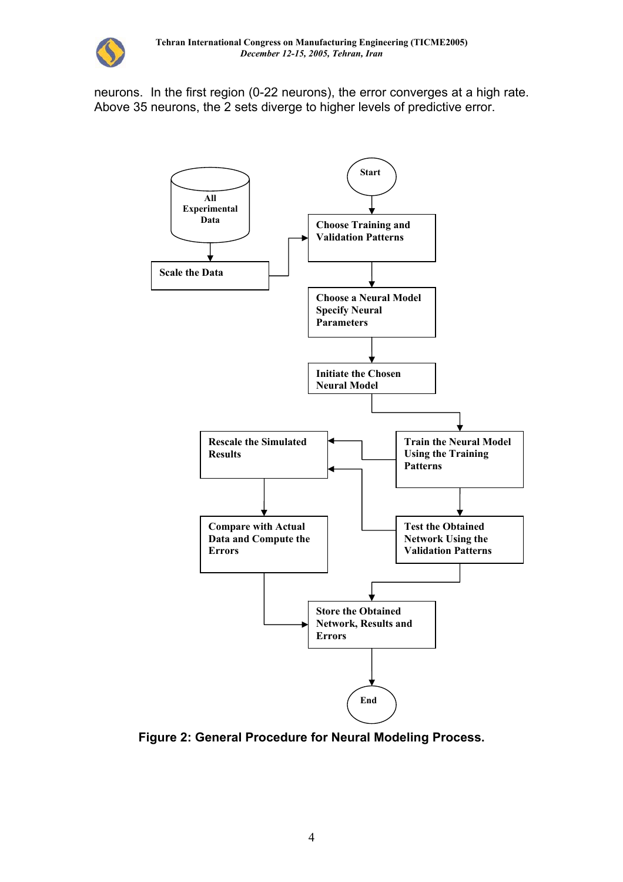neurons. In the first region (0-22 neurons), the error converges at a high rate. Above 35 neurons, the 2 sets diverge to higher levels of predictive error.

All Experimental Data

Scale the Data

Start

Choose Training and Validation Patterns

Choose a Neural Model Specify Neural Parameters

Initiate the Chosen Neural Model

Train the Neural Model Using the Training Patterns

Test the Obtained Network Using the Validation Patterns

Rescale the Simulated Results

Compare with Actual Data and Compute the Errors

Store the Obtained Network, Results and Errors

End

**Figure 2: General Procedure for Neural Modeling Process.**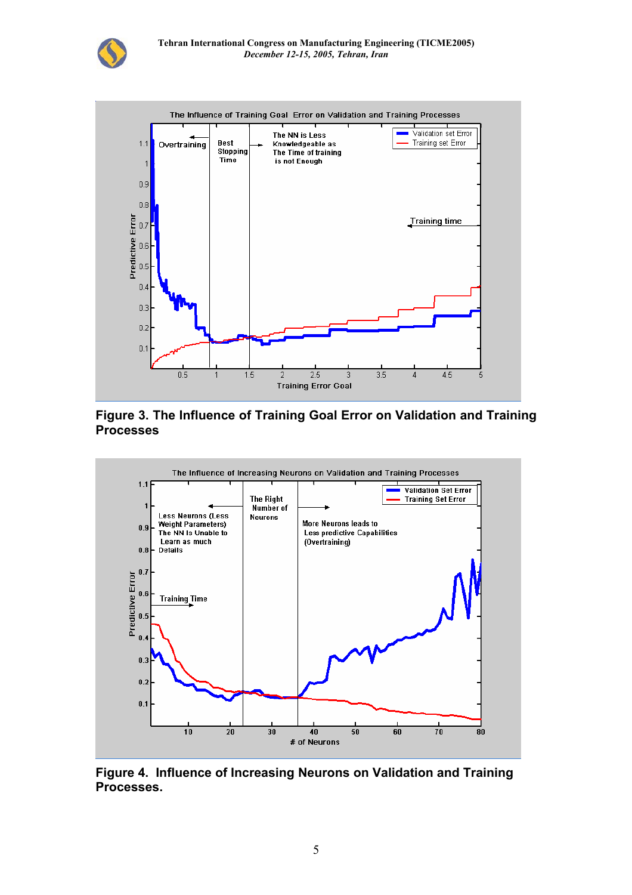**Figure 3. The Influence of Training Goal Error on Validation and Training Processes**

**Figure 4. Influence of Increasing Neurons on Validation and Training Processes.**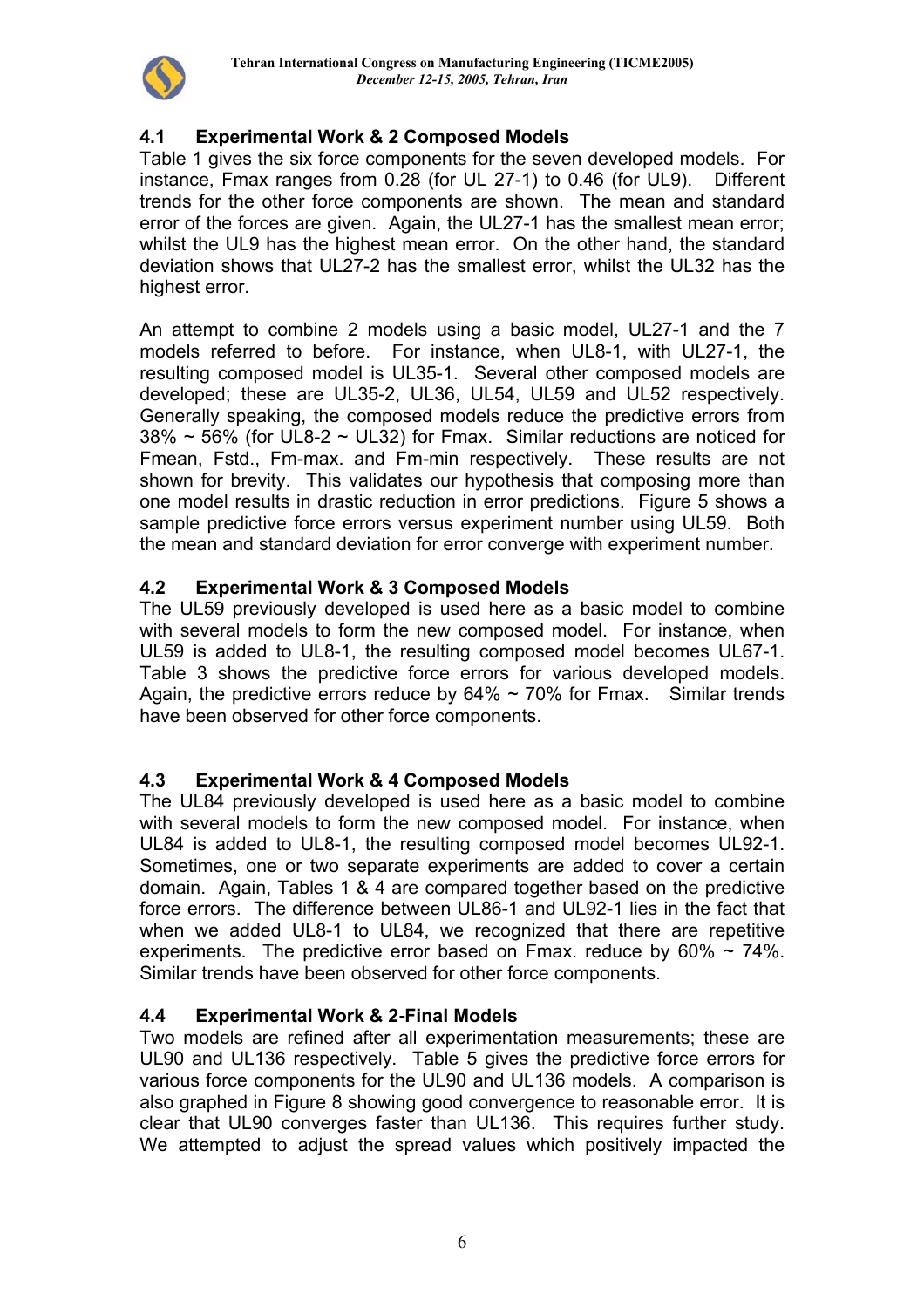### 4.1 Experimental Work & 2 Composed Models

Table 1 gives the six force components for the seven developed models. For instance, Fmax ranges from 0.28 (for UL 27-1) to 0.46 (for UL9). Different trends for the other force components are shown. The mean and standard error of the forces are given. Again, the UL27-1 has the smallest mean error; whilst the UL9 has the highest mean error. On the other hand, the standard deviation shows that UL27-2 has the smallest error, whilst the UL32 has the highest error.

An attempt to combine 2 models using a basic model, UL27-1 and the 7 models referred to before. For instance, when UL8-1, with UL27-1, the resulting composed model is UL35-1. Several other composed models are developed; these are UL35-2, UL36, UL54, UL59 and UL52 respectively. Generally speaking, the composed models reduce the predictive errors from 38% ~ 56% (for UL8-2 ~ UL32) for Fmax. Similar reductions are noticed for Fmean, Fstd., Fm-max. and Fm-min respectively. These results are not shown for brevity. This validates our hypothesis that composing more than one model results in drastic reduction in error predictions. Figure 5 shows a sample predictive force errors versus experiment number using UL59. Both the mean and standard deviation for error converge with experiment number.

### 4.2 Experimental Work & 3 Composed Models

The UL59 previously developed is used here as a basic model to combine with several models to form the new composed model. For instance, when UL59 is added to UL8-1, the resulting composed model becomes UL67-1. Table 3 shows the predictive force errors for various developed models. Again, the predictive errors reduce by 64% ~ 70% for Fmax. Similar trends have been observed for other force components.

### 4.3 Experimental Work & 4 Composed Models

The UL84 previously developed is used here as a basic model to combine with several models to form the new composed model. For instance, when UL84 is added to UL8-1, the resulting composed model becomes UL92-1. Sometimes, one or two separate experiments are added to cover a certain domain. Again, Tables 1 & 4 are compared together based on the predictive force errors. The difference between UL86-1 and UL92-1 lies in the fact that when we added UL8-1 to UL84, we recognized that there are repetitive experiments. The predictive error based on Fmax. reduce by 60% ~ 74%. Similar trends have been observed for other force components.

### 4.4 Experimental Work & 2-Final Models

Two models are refined after all experimentation measurements; these are UL90 and UL136 respectively. Table 5 gives the predictive force errors for various force components for the UL90 and UL136 models. A comparison is also graphed in Figure 8 showing good convergence to reasonable error. It is clear that UL90 converges faster than UL136. This requires further study. We attempted to adjust the spread values which positively impacted the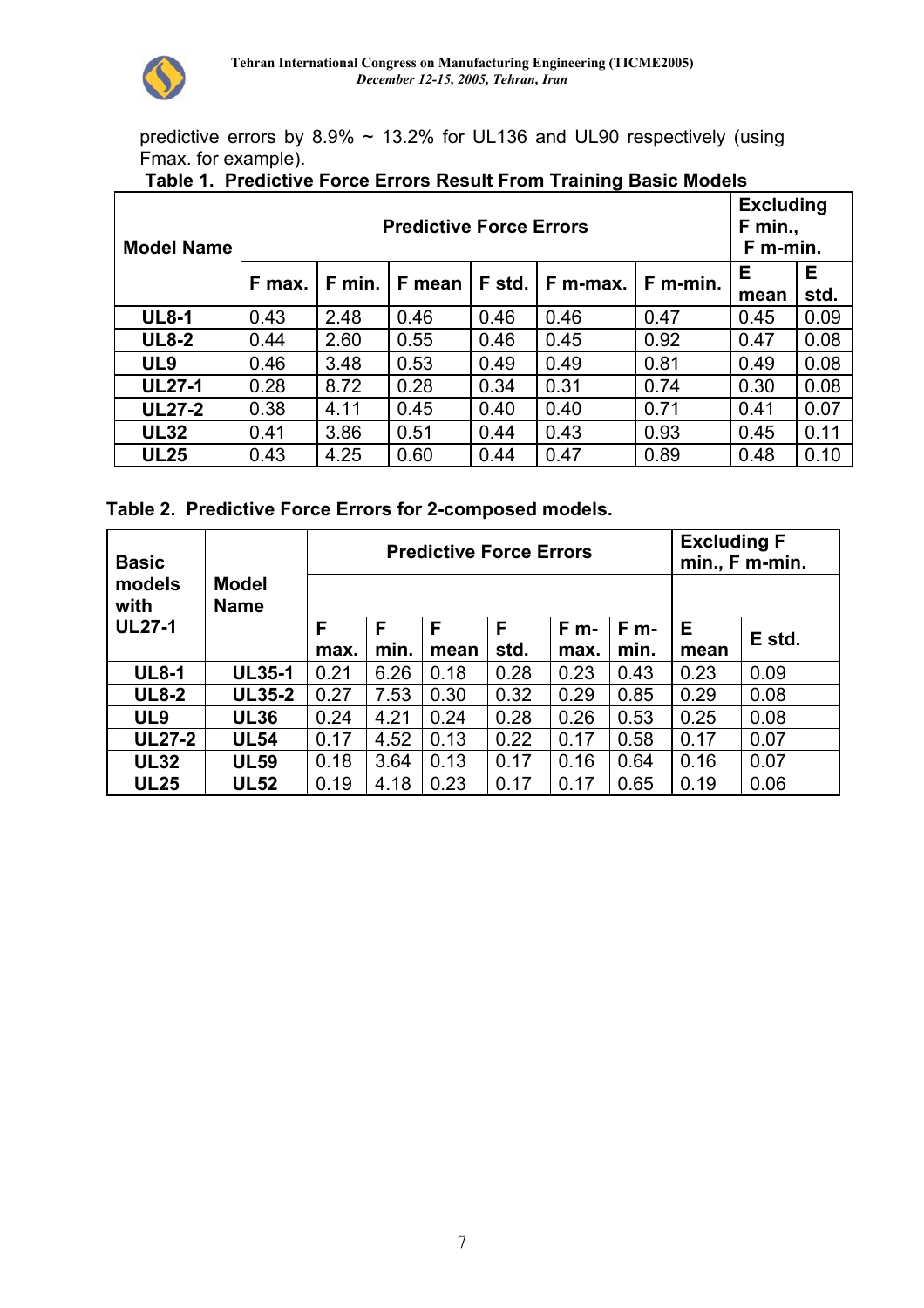predictive errors by 8.9% ~ 13.2% for UL136 and UL90 respectively (using Fmax. for example).

**Table 1. Predictive Force Errors Result From Training Basic Models**

| Model Name | Predictive Force Errors | | | | | | Excluding F min., F m-min. | |
|---|---|---|---|---|---|---|---|---|
| | F max. | F min. | F mean | F std. | F m-max. | F m-min. | E mean | E std. |
| **UL8-1** | 0.43 | 2.48 | 0.46 | 0.46 | 0.46 | 0.47 | 0.45 | 0.09 |
| **UL8-2** | 0.44 | 2.60 | 0.55 | 0.46 | 0.45 | 0.92 | 0.47 | 0.08 |
| **UL9** | 0.46 | 3.48 | 0.53 | 0.49 | 0.49 | 0.81 | 0.49 | 0.08 |
| **UL27-1** | 0.28 | 8.72 | 0.28 | 0.34 | 0.31 | 0.74 | 0.30 | 0.08 |
| **UL27-2** | 0.38 | 4.11 | 0.45 | 0.40 | 0.40 | 0.71 | 0.41 | 0.07 |
| **UL32** | 0.41 | 3.86 | 0.51 | 0.44 | 0.43 | 0.93 | 0.45 | 0.11 |
| **UL25** | 0.43 | 4.25 | 0.60 | 0.44 | 0.47 | 0.89 | 0.48 | 0.10 |

**Table 2. Predictive Force Errors for 2-composed models.**

| Basic models with UL27-1 | Model Name | Predictive Force Errors | | | | | | Excluding F min., F m-min. | |
|---|---|---|---|---|---|---|---|---|---|
| | | F max. | F min. | F mean | F std. | F m-max. | F m-min. | E mean | E std. |
| **UL8-1** | **UL35-1** | 0.21 | 6.26 | 0.18 | 0.28 | 0.23 | 0.43 | 0.23 | 0.09 |
| **UL8-2** | **UL35-2** | 0.27 | 7.53 | 0.30 | 0.32 | 0.29 | 0.85 | 0.29 | 0.08 |
| **UL9** | **UL36** | 0.24 | 4.21 | 0.24 | 0.28 | 0.26 | 0.53 | 0.25 | 0.08 |
| **UL27-2** | **UL54** | 0.17 | 4.52 | 0.13 | 0.22 | 0.17 | 0.58 | 0.17 | 0.07 |
| **UL32** | **UL59** | 0.18 | 3.64 | 0.13 | 0.17 | 0.16 | 0.64 | 0.16 | 0.07 |
| **UL25** | **UL52** | 0.19 | 4.18 | 0.23 | 0.17 | 0.17 | 0.65 | 0.19 | 0.06 |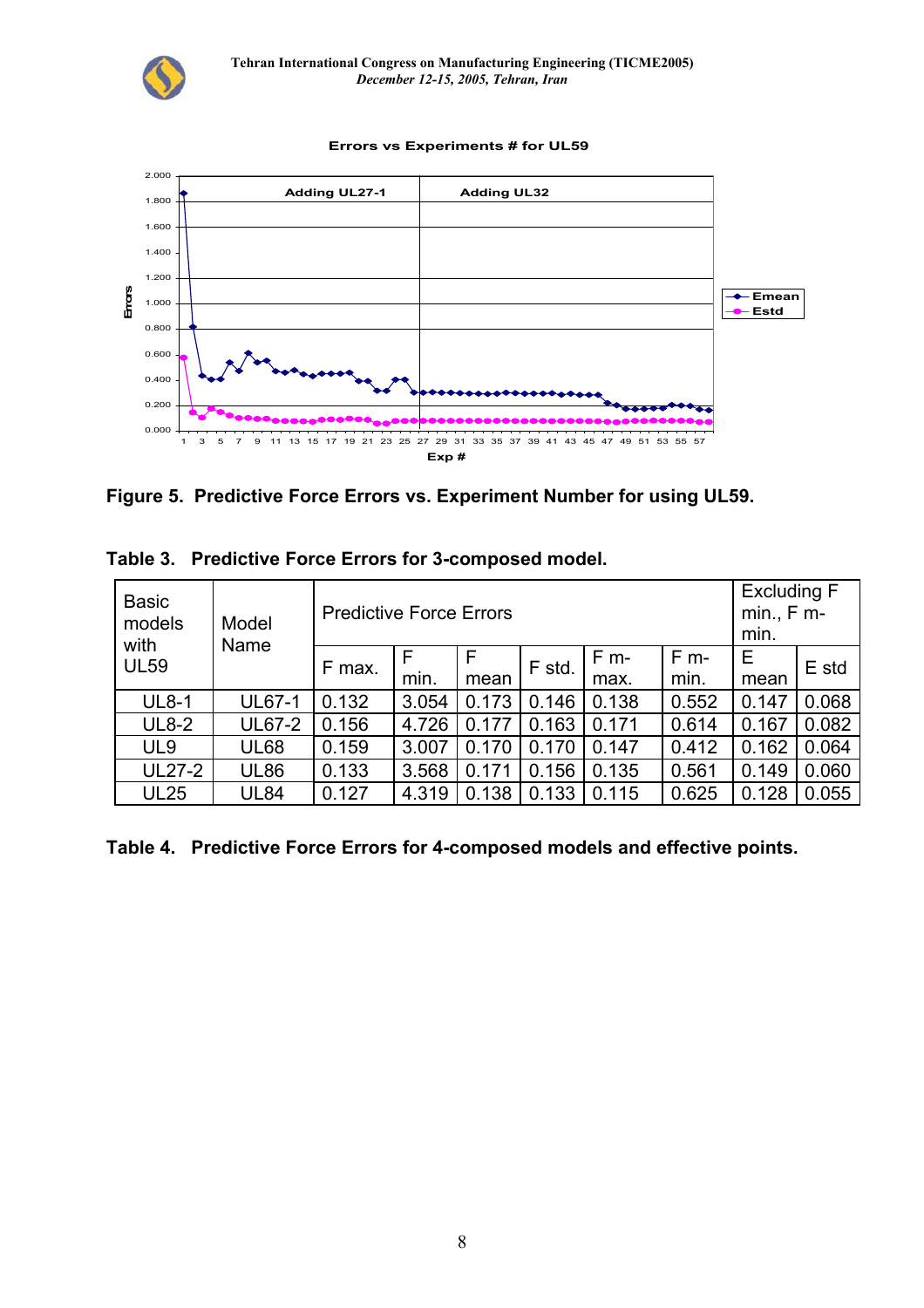**Figure 5. Predictive Force Errors vs. Experiment Number for using UL59.**

**Table 3. Predictive Force Errors for 3-composed model.**

| Basic models with UL59 | Model Name | Predictive Force Errors | | | | | | Excluding F min., F m-min. | |
|---|---|---|---|---|---|---|---|---|---|
| | | F max. | F min. | F mean | F std. | F m-max. | F m-min. | E mean | E std |
| UL8-1 | UL67-1 | 0.132 | 3.054 | 0.173 | 0.146 | 0.138 | 0.552 | 0.147 | 0.068 |
| UL8-2 | UL67-2 | 0.156 | 4.726 | 0.177 | 0.163 | 0.171 | 0.614 | 0.167 | 0.082 |
| UL9 | UL68 | 0.159 | 3.007 | 0.170 | 0.170 | 0.147 | 0.412 | 0.162 | 0.064 |
| UL27-2 | UL86 | 0.133 | 3.568 | 0.171 | 0.156 | 0.135 | 0.561 | 0.149 | 0.060 |
| UL25 | UL84 | 0.127 | 4.319 | 0.138 | 0.133 | 0.115 | 0.625 | 0.128 | 0.055 |

**Table 4. Predictive Force Errors for 4-composed models and effective points.**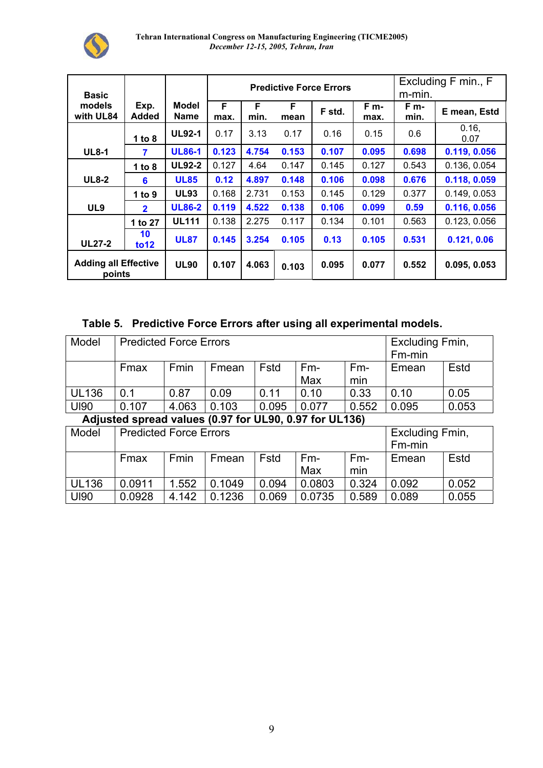| Basic models with UL84 | Exp. Added | Model Name | Predictive Force Errors | | | | | | Excluding F min., F m-min. |
|---|---|---|---|---|---|---|---|---|---|
| | | | F max. | F min. | F mean | F std. | F m-max. | F m-min. | E mean, Estd |
| UL8-1 | 1 to 8 | UL92-1 | 0.17 | 3.13 | 0.17 | 0.16 | 0.15 | 0.6 | 0.16, 0.07 |
| | **7** | **UL86-1** | **0.123** | **4.754** | **0.153** | **0.107** | **0.095** | **0.698** | **0.119, 0.056** |
| UL8-2 | 1 to 8 | UL92-2 | 0.127 | 4.64 | 0.147 | 0.145 | 0.127 | 0.543 | 0.136, 0.054 |
| | **6** | **UL85** | **0.12** | **4.897** | **0.148** | **0.106** | **0.098** | **0.676** | **0.118, 0.059** |
| UL9 | 1 to 9 | UL93 | 0.168 | 2.731 | 0.153 | 0.145 | 0.129 | 0.377 | 0.149, 0.053 |
| | **2** | **UL86-2** | **0.119** | **4.522** | **0.138** | **0.106** | **0.099** | **0.59** | **0.116, 0.056** |
| UL27-2 | 1 to 27 | UL111 | 0.138 | 2.275 | 0.117 | 0.134 | 0.101 | 0.563 | 0.123, 0.056 |
| | **10 to12** | **UL87** | **0.145** | **3.254** | **0.105** | **0.13** | **0.105** | **0.531** | **0.121, 0.06** |
| **Adding all Effective points** | | **UL90** | **0.107** | **4.063** | **0.103** | **0.095** | **0.077** | **0.552** | **0.095, 0.053** |

**Table 5. Predictive Force Errors after using all experimental models.**

| Model | Predicted Force Errors | | | | | | Excluding Fmin, Fm-min | |
|---|---|---|---|---|---|---|---|---|
| | Fmax | Fmin | Fmean | Fstd | Fm-Max | Fm-min | Emean | Estd |
| UL136 | 0.1 | 0.87 | 0.09 | 0.11 | 0.10 | 0.33 | 0.10 | 0.05 |
| Ul90 | 0.107 | 4.063 | 0.103 | 0.095 | 0.077 | 0.552 | 0.095 | 0.053 |

**Adjusted spread values (0.97 for UL90, 0.97 for UL136)**

| Model | Predicted Force Errors | | | | | | Excluding Fmin, Fm-min | |
|---|---|---|---|---|---|---|---|---|
| | Fmax | Fmin | Fmean | Fstd | Fm-Max | Fm-min | Emean | Estd |
| UL136 | 0.0911 | 1.552 | 0.1049 | 0.094 | 0.0803 | 0.324 | 0.092 | 0.052 |
| Ul90 | 0.0928 | 4.142 | 0.1236 | 0.069 | 0.0735 | 0.589 | 0.089 | 0.055 |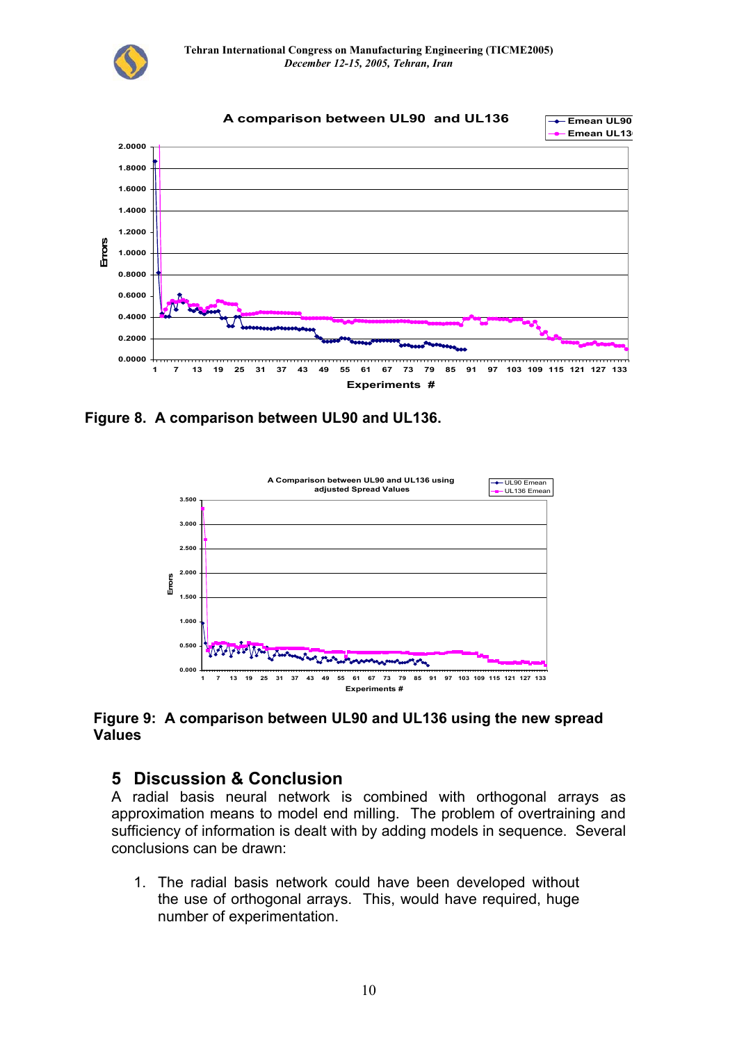Figure 8. A comparison between UL90 and UL136.

Figure 9: A comparison between UL90 and UL136 using the new spread Values

## 5 Discussion & Conclusion

A radial basis neural network is combined with orthogonal arrays as approximation means to model end milling. The problem of overtraining and sufficiency of information is dealt with by adding models in sequence. Several conclusions can be drawn:

1. The radial basis network could have been developed without the use of orthogonal arrays. This, would have required, huge number of experimentation.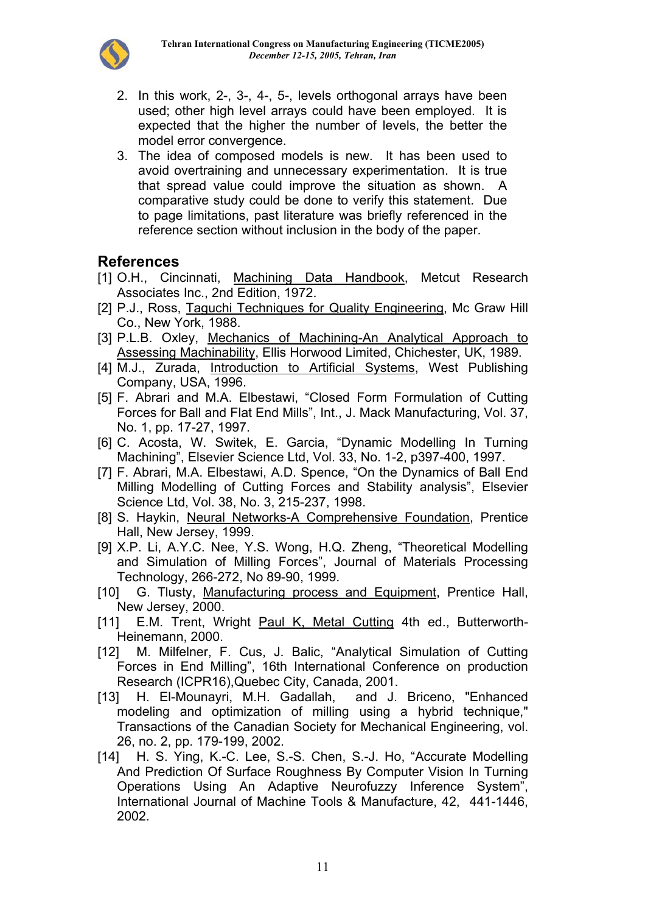2. In this work, 2-, 3-, 4-, 5-, levels orthogonal arrays have been used; other high level arrays could have been employed. It is expected that the higher the number of levels, the better the model error convergence.
3. The idea of composed models is new. It has been used to avoid overtraining and unnecessary experimentation. It is true that spread value could improve the situation as shown. A comparative study could be done to verify this statement. Due to page limitations, past literature was briefly referenced in the reference section without inclusion in the body of the paper.

## References

[1] O.H., Cincinnati, Machining Data Handbook, Metcut Research Associates Inc., 2nd Edition, 1972.

[2] P.J., Ross, Taguchi Techniques for Quality Engineering, Mc Graw Hill Co., New York, 1988.

[3] P.L.B. Oxley, Mechanics of Machining-An Analytical Approach to Assessing Machinability, Ellis Horwood Limited, Chichester, UK, 1989.

[4] M.J., Zurada, Introduction to Artificial Systems, West Publishing Company, USA, 1996.

[5] F. Abrari and M.A. Elbestawi, "Closed Form Formulation of Cutting Forces for Ball and Flat End Mills", Int., J. Mack Manufacturing, Vol. 37, No. 1, pp. 17-27, 1997.

[6] C. Acosta, W. Switek, E. Garcia, "Dynamic Modelling In Turning Machining", Elsevier Science Ltd, Vol. 33, No. 1-2, p397-400, 1997.

[7] F. Abrari, M.A. Elbestawi, A.D. Spence, "On the Dynamics of Ball End Milling Modelling of Cutting Forces and Stability analysis", Elsevier Science Ltd, Vol. 38, No. 3, 215-237, 1998.

[8] S. Haykin, Neural Networks-A Comprehensive Foundation, Prentice Hall, New Jersey, 1999.

[9] X.P. Li, A.Y.C. Nee, Y.S. Wong, H.Q. Zheng, "Theoretical Modelling and Simulation of Milling Forces", Journal of Materials Processing Technology, 266-272, No 89-90, 1999.

[10] G. Tlusty, Manufacturing process and Equipment, Prentice Hall, New Jersey, 2000.

[11] E.M. Trent, Wright Paul K, Metal Cutting 4th ed., Butterworth-Heinemann, 2000.

[12] M. Milfelner, F. Cus, J. Balic, "Analytical Simulation of Cutting Forces in End Milling", 16th International Conference on production Research (ICPR16),Quebec City, Canada, 2001.

[13] H. El-Mounayri, M.H. Gadallah, and J. Briceno, "Enhanced modeling and optimization of milling using a hybrid technique," Transactions of the Canadian Society for Mechanical Engineering, vol. 26, no. 2, pp. 179-199, 2002.

[14] H. S. Ying, K.-C. Lee, S.-S. Chen, S.-J. Ho, "Accurate Modelling And Prediction Of Surface Roughness By Computer Vision In Turning Operations Using An Adaptive Neurofuzzy Inference System", International Journal of Machine Tools & Manufacture, 42, 441-1446, 2002.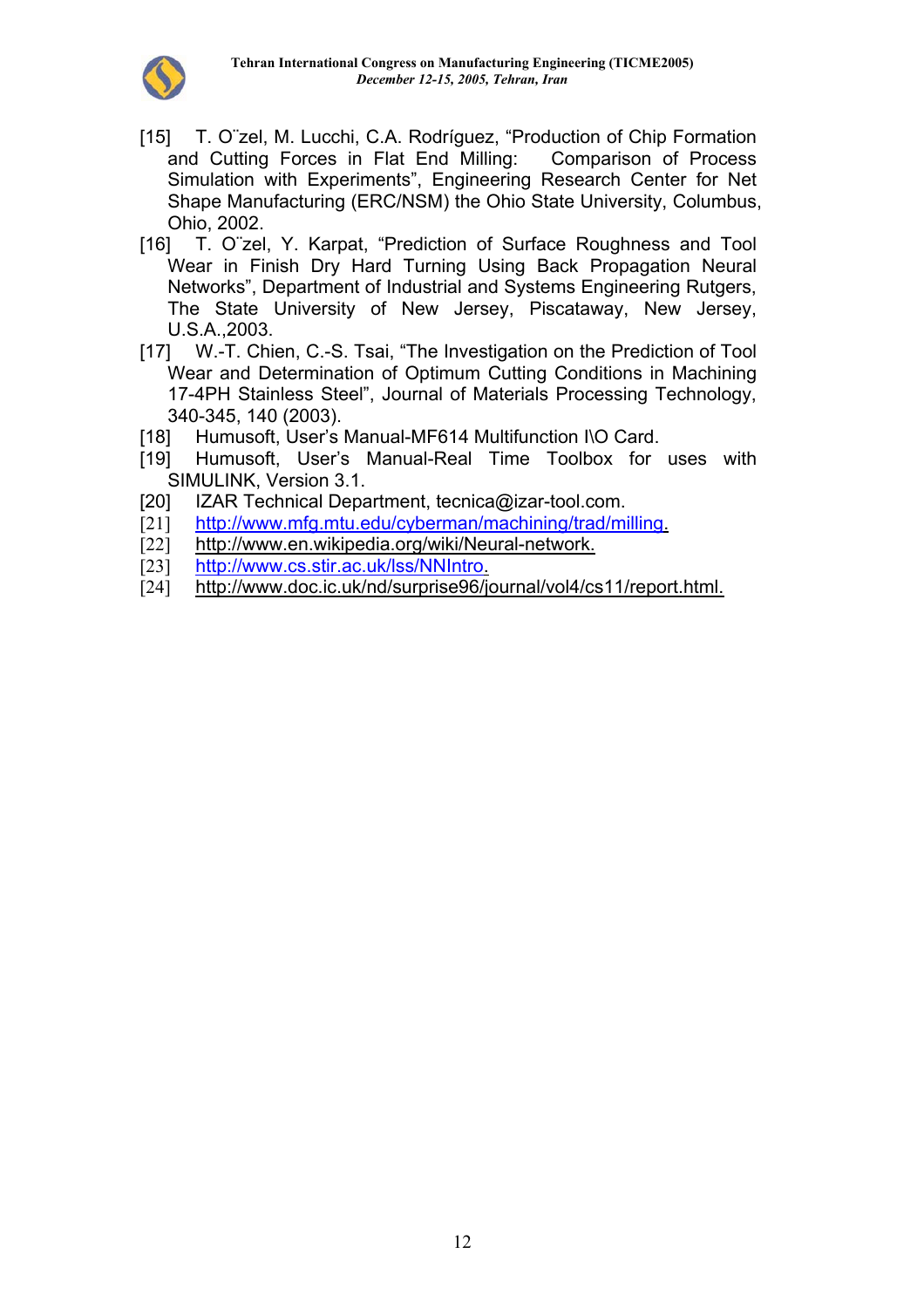[15] T. O¨zel, M. Lucchi, C.A. Rodríguez, "Production of Chip Formation and Cutting Forces in Flat End Milling: Comparison of Process Simulation with Experiments", Engineering Research Center for Net Shape Manufacturing (ERC/NSM) the Ohio State University, Columbus, Ohio, 2002.

[16] T. O¨zel, Y. Karpat, "Prediction of Surface Roughness and Tool Wear in Finish Dry Hard Turning Using Back Propagation Neural Networks", Department of Industrial and Systems Engineering Rutgers, The State University of New Jersey, Piscataway, New Jersey, U.S.A.,2003.

[17] W.-T. Chien, C.-S. Tsai, "The Investigation on the Prediction of Tool Wear and Determination of Optimum Cutting Conditions in Machining 17-4PH Stainless Steel", Journal of Materials Processing Technology, 340-345, 140 (2003).

[18] Humusoft, User's Manual-MF614 Multifunction I\O Card.

[19] Humusoft, User's Manual-Real Time Toolbox for uses with SIMULINK, Version 3.1.

[20] IZAR Technical Department, tecnica@izar-tool.com.

[21] http://www.mfg.mtu.edu/cyberman/machining/trad/milling.

[22] http://www.en.wikipedia.org/wiki/Neural-network.

[23] http://www.cs.stir.ac.uk/lss/NNIntro.

[24] http://www.doc.ic.uk/nd/surprise96/journal/vol4/cs11/report.html.